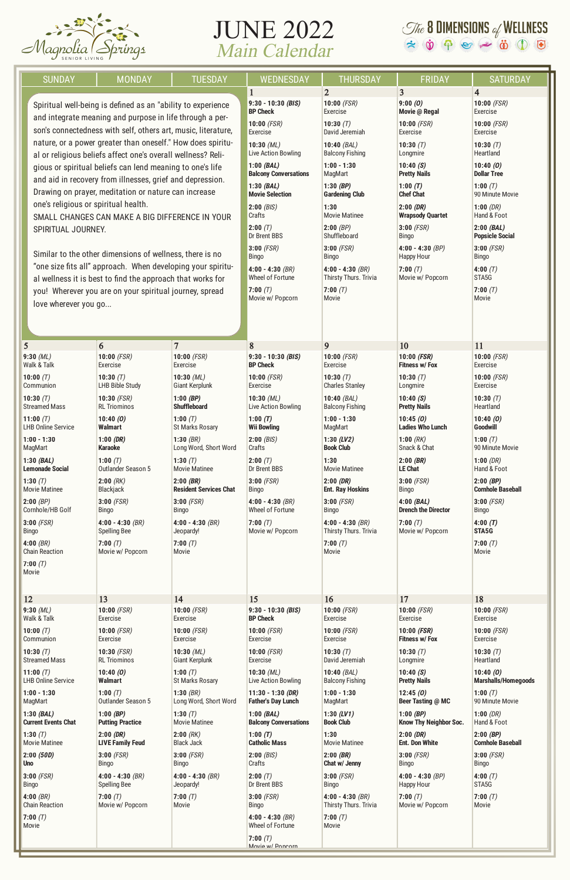# JUNE 2022
## Main Calendar

Magnolia Springs SENIOR LIVING

The 8 DIMENSIONS of WELLNESS

Spiritual well-being is defined as an "ability to experience and integrate meaning and purpose in life through a person's connectedness with self, others art, music, literature, nature, or a power greater than oneself." How does spiritual or religious beliefs affect one's overall wellness? Religious or spiritual beliefs can lend meaning to one's life and aid in recovery from illnesses, grief and depression. Drawing on prayer, meditation or nature can increase one's religious or spiritual health.
SMALL CHANGES CAN MAKE A BIG DIFFERENCE IN YOUR SPIRITUAL JOURNEY.

Similar to the other dimensions of wellness, there is no "one size fits all" approach. When developing your spiritual wellness it is best to find the approach that works for you! Wherever you are on your spiritual journey, spread love wherever you go...

| SUNDAY | MONDAY | TUESDAY | WEDNESDAY | THURSDAY | FRIDAY | SATURDAY |
|---|---|---|---|---|---|---|
| | | | **1**<br>9:30 - 10:30 (BIS) **BP Check**<br>10:00 (FSR) Exercise<br>10:30 (ML) Live Action Bowling<br>1:00 (BAL) **Balcony Conversations**<br>1:30 (BAL) **Movie Selection**<br>2:00 (BIS) Crafts<br>2:00 (T) Dr Brent BBS<br>3:00 (FSR) Bingo<br>4:00 - 4:30 (BR) Wheel of Fortune<br>7:00 (T) Movie w/ Popcorn | **2**<br>10:00 (FSR) Exercise<br>10:30 (T) David Jeremiah<br>10:40 (BAL) Balcony Fishing<br>1:00 - 1:30 MagMart<br>1:30 (BP) **Gardening Club**<br>1:30 Movie Matinee<br>2:00 (BP) Shuffleboard<br>3:00 (FSR) Bingo<br>4:00 - 4:30 (BR) Thirsty Thurs. Trivia<br>7:00 (T) Movie | **3**<br>9:00 (O) **Movie @ Regal**<br>10:00 (FSR) Exercise<br>10:30 (T) Longmire<br>10:40 (S) **Pretty Nails**<br>1:00 (T) **Chef Chat**<br>2:00 (DR) **Wrapsody Quartet**<br>3:00 (FSR) Bingo<br>4:00 - 4:30 (BP) Happy Hour<br>7:00 (T) Movie w/ Popcorn | **4**<br>10:00 (FSR) Exercise<br>10:00 (FSR) Exercise<br>10:30 (T) Heartland<br>10:40 (O) **Dollar Tree**<br>1:00 (T) 90 Minute Movie<br>1:00 (DR) Hand & Foot<br>2:00 (BAL) **Popsicle Social**<br>3:00 (FSR) Bingo<br>4:00 (T) STA5G<br>7:00 (T) Movie |
| **5**<br>9:30 (ML) Walk & Talk<br>10:00 (T) Communion<br>10:30 (T) Streamed Mass<br>11:00 (T) LHB Online Service<br>1:00 - 1:30 MagMart<br>1:30 (BAL) **Lemonade Social**<br>1:30 (T) Movie Matinee<br>2:00 (BP) Cornhole/HB Golf<br>3:00 (FSR) Bingo<br>4:00 (BR) Chain Reaction<br>7:00 (T) Movie | **6**<br>10:00 (FSR) Exercise<br>10:30 (T) LHB Bible Study<br>10:30 (FSR) RL Triominos<br>10:40 (O) **Walmart**<br>1:00 (DR) **Karaoke**<br>1:00 (T) Outlander Season 5<br>2:00 (RK) Blackjack<br>3:00 (FSR) Bingo<br>4:00 - 4:30 (BR) Spelling Bee<br>7:00 (T) Movie w/ Popcorn | **7**<br>10:00 (FSR) Exercise<br>10:30 (ML) Giant Kerplunk<br>1:00 (BP) **Shuffleboard**<br>1:00 (T) St Marks Rosary<br>1:30 (BR) Long Word, Short Word<br>1:30 (T) Movie Matinee<br>2:00 (BR) **Resident Services Chat**<br>3:00 (FSR) Bingo<br>4:00 - 4:30 (BR) Jeopardy!<br>7:00 (T) Movie | **8**<br>9:30 - 10:30 (BIS) **BP Check**<br>10:00 (FSR) Exercise<br>10:30 (ML) Live Action Bowling<br>1:00 (T) **Wii Bowling**<br>2:00 (BIS) Crafts<br>2:00 (T) Dr Brent BBS<br>3:00 (FSR) Bingo<br>4:00 - 4:30 (BR) Wheel of Fortune<br>7:00 (T) Movie w/ Popcorn | **9**<br>10:00 (FSR) Exercise<br>10:30 (T) Charles Stanley<br>10:40 (BAL) Balcony Fishing<br>1:00 - 1:30 MagMart<br>1:30 (LV2) **Book Club**<br>1:30 Movie Matinee<br>2:00 (DR) **Ent. Ray Hoskins**<br>3:00 (FSR) Bingo<br>4:00 - 4:30 (BR) Thirsty Thurs. Trivia<br>7:00 (T) Movie | **10**<br>10:00 (FSR) **Fitness w/ Fox**<br>10:30 (T) Longmire<br>10:40 (S) **Pretty Nails**<br>10:45 (O) **Ladies Who Lunch**<br>1:00 (RK) Snack & Chat<br>2:00 (BR) **LE Chat**<br>3:00 (FSR) Bingo<br>4:00 (BAL) **Drench the Director**<br>7:00 (T) Movie w/ Popcorn | **11**<br>10:00 (FSR) Exercise<br>10:00 (FSR) Exercise<br>10:30 (T) Heartland<br>10:40 (O) **Goodwill**<br>1:00 (T) 90 Minute Movie<br>1:00 (DR) Hand & Foot<br>2:00 (BP) **Cornhole Baseball**<br>3:00 (FSR) Bingo<br>4:00 (T) **STA5G**<br>7:00 (T) Movie |
| **12**<br>9:30 (ML) Walk & Talk<br>10:00 (T) Communion<br>10:30 (T) Streamed Mass<br>11:00 (T) LHB Online Service<br>1:00 - 1:30 MagMart<br>1:30 (BAL) **Current Events Chat**<br>1:30 (T) Movie Matinee<br>2:00 (50D) **Uno**<br>3:00 (FSR) Bingo<br>4:00 (BR) Chain Reaction<br>7:00 (T) Movie | **13**<br>10:00 (FSR) Exercise<br>10:00 (FSR) Exercise<br>10:30 (FSR) RL Triominos<br>10:40 (O) **Walmart**<br>1:00 (T) Outlander Season 5<br>1:00 (BP) **Putting Practice**<br>2:00 (DR) **LIVE Family Feud**<br>3:00 (FSR) Bingo<br>4:00 - 4:30 (BR) Spelling Bee<br>7:00 (T) Movie w/ Popcorn | **14**<br>10:00 (FSR) Exercise<br>10:00 (FSR) Exercise<br>10:30 (ML) Giant Kerplunk<br>1:00 (T) St Marks Rosary<br>1:30 (BR) Long Word, Short Word<br>1:30 (T) Movie Matinee<br>2:00 (RK) Black Jack<br>3:00 (FSR) Bingo<br>4:00 - 4:30 (BR) Jeopardy!<br>7:00 (T) Movie | **15**<br>9:30 - 10:30 (BIS) **BP Check**<br>10:00 (FSR) Exercise<br>10:00 (FSR) Exercise<br>10:30 (ML) Live Action Bowling<br>11:30 - 1:30 (DR) **Father's Day Lunch**<br>1:00 (BAL) **Balcony Conversations**<br>1:00 (T) **Catholic Mass**<br>2:00 (BIS) Crafts<br>2:00 (T) Dr Brent BBS<br>3:00 (FSR) Bingo<br>4:00 - 4:30 (BR) Wheel of Fortune<br>7:00 (T) Movie w/ Popcorn | **16**<br>10:00 (FSR) Exercise<br>10:00 (FSR) Exercise<br>10:30 (T) David Jeremiah<br>10:40 (BAL) Balcony Fishing<br>1:00 - 1:30 MagMart<br>1:30 (LV1) **Book Club**<br>1:30 Movie Matinee<br>2:00 (BR) **Chat w/ Jenny**<br>3:00 (FSR) Bingo<br>4:00 - 4:30 (BR) Thirsty Thurs. Trivia<br>7:00 (T) Movie | **17**<br>10:00 (FSR) Exercise<br>10:00 (FSR) **Fitness w/ Fox**<br>10:30 (T) Longmire<br>10:40 (S) **Pretty Nails**<br>12:45 (O) **Beer Tasting @ MC**<br>1:00 (BP) **Know Thy Neighbor Soc.**<br>2:00 (DR) **Ent. Don White**<br>3:00 (FSR) Bingo<br>4:00 - 4:30 (BP) Happy Hour<br>7:00 (T) Movie w/ Popcorn | **18**<br>10:00 (FSR) Exercise<br>10:00 (FSR) Exercise<br>10:30 (T) Heartland<br>10:40 (O) **Marshalls/Homegoods**<br>1:00 (T) 90 Minute Movie<br>1:00 (DR) Hand & Foot<br>2:00 (BP) **Cornhole Baseball**<br>3:00 (FSR) Bingo<br>4:00 (T) STA5G<br>7:00 (T) Movie |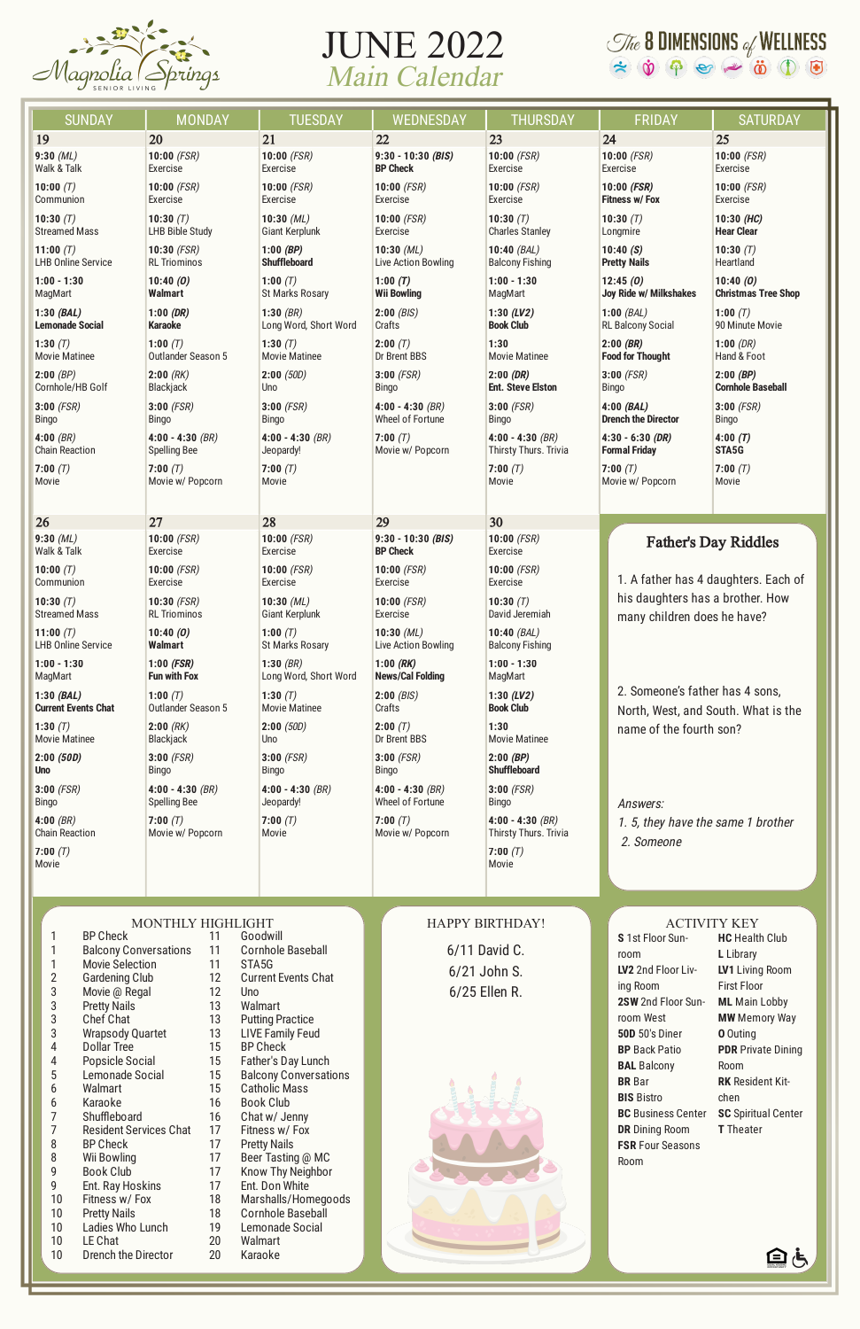# JUNE 2022
## Main Calendar

Magnolia Springs SENIOR LIVING

The 8 DIMENSIONS of WELLNESS

| SUNDAY | MONDAY | TUESDAY | WEDNESDAY | THURSDAY | FRIDAY | SATURDAY |
|---|---|---|---|---|---|---|
| **19** | **20** | **21** | **22** | **23** | **24** | **25** |
| 9:30 *(ML)* Walk & Talk | 10:00 *(FSR)* Exercise | 10:00 *(FSR)* Exercise | 9:30 - 10:30 *(BIS)* **BP Check** | 10:00 *(FSR)* Exercise | 10:00 *(FSR)* Exercise | 10:00 *(FSR)* Exercise |
| 10:00 *(T)* Communion | 10:00 *(FSR)* Exercise | 10:00 *(FSR)* Exercise | 10:00 *(FSR)* Exercise | 10:00 *(FSR)* Exercise | 10:00 *(FSR)* **Fitness w/ Fox** | 10:00 *(FSR)* Exercise |
| 10:30 *(T)* Streamed Mass | 10:30 *(T)* LHB Bible Study | 10:30 *(ML)* Giant Kerplunk | 10:00 *(FSR)* Exercise | 10:30 *(T)* Charles Stanley | 10:30 *(T)* Longmire | 10:30 *(HC)* **Hear Clear** |
| 11:00 *(T)* LHB Online Service | 10:30 *(FSR)* RL Triominos | 1:00 *(BP)* **Shuffleboard** | 10:30 *(ML)* Live Action Bowling | 10:40 *(BAL)* Balcony Fishing | 10:40 *(S)* **Pretty Nails** | 10:30 *(T)* Heartland |
| 1:00 - 1:30 MagMart | 10:40 *(O)* **Walmart** | 1:00 *(T)* St Marks Rosary | 1:00 *(T)* **Wii Bowling** | 1:00 - 1:30 MagMart | 12:45 *(O)* **Joy Ride w/ Milkshakes** | 10:40 *(O)* **Christmas Tree Shop** |
| 1:30 *(BAL)* **Lemonade Social** | 1:00 *(DR)* **Karaoke** | 1:30 *(BR)* Long Word, Short Word | 2:00 *(BIS)* Crafts | 1:30 *(LV2)* **Book Club** | 1:00 *(BAL)* RL Balcony Social | 1:00 *(T)* 90 Minute Movie |
| 1:30 *(T)* Movie Matinee | 1:00 *(T)* Outlander Season 5 | 1:30 *(T)* Movie Matinee | 2:00 *(T)* Dr Brent BBS | 1:30 Movie Matinee | 2:00 *(BR)* **Food for Thought** | 1:00 *(DR)* Hand & Foot |
| 2:00 *(BP)* Cornhole/HB Golf | 2:00 *(RK)* Blackjack | 2:00 *(50D)* Uno | 3:00 *(FSR)* Bingo | 2:00 *(DR)* **Ent. Steve Elston** | 3:00 *(FSR)* Bingo | 2:00 *(BP)* **Cornhole Baseball** |
| 3:00 *(FSR)* Bingo | 3:00 *(FSR)* Bingo | 3:00 *(FSR)* Bingo | 4:00 - 4:30 *(BR)* Wheel of Fortune | 3:00 *(FSR)* Bingo | 4:00 *(BAL)* **Drench the Director** | 3:00 *(FSR)* Bingo |
| 4:00 *(BR)* Chain Reaction | 4:00 - 4:30 *(BR)* Spelling Bee | 4:00 - 4:30 *(BR)* Jeopardy! | 7:00 *(T)* Movie w/ Popcorn | 4:00 - 4:30 *(BR)* Thirsty Thurs. Trivia | 4:30 - 6:30 *(DR)* **Formal Friday** | 4:00 *(T)* **STA5G** |
| 7:00 *(T)* Movie | 7:00 *(T)* Movie w/ Popcorn | 7:00 *(T)* Movie | | 7:00 *(T)* Movie | 7:00 *(T)* Movie w/ Popcorn | 7:00 *(T)* Movie |
| **26** | **27** | **28** | **29** | **30** | | |
| 9:30 *(ML)* Walk & Talk | 10:00 *(FSR)* Exercise | 10:00 *(FSR)* Exercise | 9:30 - 10:30 *(BIS)* **BP Check** | 10:00 *(FSR)* Exercise | | |
| 10:00 *(T)* Communion | 10:00 *(FSR)* Exercise | 10:00 *(FSR)* Exercise | 10:00 *(FSR)* Exercise | 10:00 *(FSR)* Exercise | | |
| 10:30 *(T)* Streamed Mass | 10:30 *(FSR)* RL Triominos | 10:30 *(ML)* Giant Kerplunk | 10:00 *(FSR)* Exercise | 10:30 *(T)* David Jeremiah | | |
| 11:00 *(T)* LHB Online Service | 10:40 *(O)* **Walmart** | 1:00 *(T)* St Marks Rosary | 10:30 *(ML)* Live Action Bowling | 10:40 *(BAL)* Balcony Fishing | | |
| 1:00 - 1:30 MagMart | 1:00 *(FSR)* **Fun with Fox** | 1:30 *(BR)* Long Word, Short Word | 1:00 *(RK)* **News/Cal Folding** | 1:00 - 1:30 MagMart | | |
| 1:30 *(BAL)* **Current Events Chat** | 1:00 *(T)* Outlander Season 5 | 1:30 *(T)* Movie Matinee | 2:00 *(BIS)* Crafts | 1:30 *(LV2)* **Book Club** | | |
| 1:30 *(T)* Movie Matinee | 2:00 *(RK)* Blackjack | 2:00 *(50D)* Uno | 2:00 *(T)* Dr Brent BBS | 1:30 Movie Matinee | | |
| 2:00 *(50D)* **Uno** | 3:00 *(FSR)* Bingo | 3:00 *(FSR)* Bingo | 3:00 *(FSR)* Bingo | 2:00 *(BP)* **Shuffleboard** | | |
| 3:00 *(FSR)* Bingo | 4:00 - 4:30 *(BR)* Spelling Bee | 4:00 - 4:30 *(BR)* Jeopardy! | 4:00 - 4:30 *(BR)* Wheel of Fortune | 3:00 *(FSR)* Bingo | | |
| 4:00 *(BR)* Chain Reaction | 7:00 *(T)* Movie w/ Popcorn | 7:00 *(T)* Movie | 7:00 *(T)* Movie w/ Popcorn | 4:00 - 4:30 *(BR)* Thirsty Thurs. Trivia | | |
| 7:00 *(T)* Movie | | | | 7:00 *(T)* Movie | | |

### Father's Day Riddles

1. A father has 4 daughters. Each of his daughters has a brother. How many children does he have?

2. Someone's father has 4 sons, North, West, and South. What is the name of the fourth son?

*Answers:*
*1. 5, they have the same 1 brother*
*2. Someone*

### MONTHLY HIGHLIGHT

| | | | |
|---|---|---|---|
| 1 | BP Check | 11 | Goodwill |
| 1 | Balcony Conversations | 11 | Cornhole Baseball |
| 1 | Movie Selection | 11 | STA5G |
| 2 | Gardening Club | 12 | Current Events Chat |
| 3 | Movie @ Regal | 12 | Uno |
| 3 | Pretty Nails | 13 | Walmart |
| 3 | Chef Chat | 13 | Putting Practice |
| 3 | Wrapsody Quartet | 13 | LIVE Family Feud |
| 4 | Dollar Tree | 15 | BP Check |
| 4 | Popsicle Social | 15 | Father's Day Lunch |
| 5 | Lemonade Social | 15 | Balcony Conversations |
| 6 | Walmart | 15 | Catholic Mass |
| 6 | Karaoke | 16 | Book Club |
| 7 | Shuffleboard | 16 | Chat w/ Jenny |
| 7 | Resident Services Chat | 17 | Fitness w/ Fox |
| 8 | BP Check | 17 | Pretty Nails |
| 8 | Wii Bowling | 17 | Beer Tasting @ MC |
| 9 | Book Club | 17 | Know Thy Neighbor |
| 9 | Ent. Ray Hoskins | 17 | Ent. Don White |
| 10 | Fitness w/ Fox | 18 | Marshalls/Homegoods |
| 10 | Pretty Nails | 18 | Cornhole Baseball |
| 10 | Ladies Who Lunch | 19 | Lemonade Social |
| 10 | LE Chat | 20 | Walmart |
| 10 | Drench the Director | 20 | Karaoke |

### HAPPY BIRTHDAY!

6/11 David C.
6/21 John S.
6/25 Ellen R.

### ACTIVITY KEY

**S** 1st Floor Sunroom
**LV2** 2nd Floor Living Room
**2SW** 2nd Floor Sunroom West
**50D** 50's Diner
**BP** Back Patio
**BAL** Balcony
**BR** Bar
**BIS** Bistro
**BC** Business Center
**DR** Dining Room
**FSR** Four Seasons Room
**HC** Health Club
**L** Library
**LV1** Living Room First Floor
**ML** Main Lobby
**MW** Memory Way
**O** Outing
**PDR** Private Dining Room
**RK** Resident Kitchen
**SC** Spiritual Center
**T** Theater